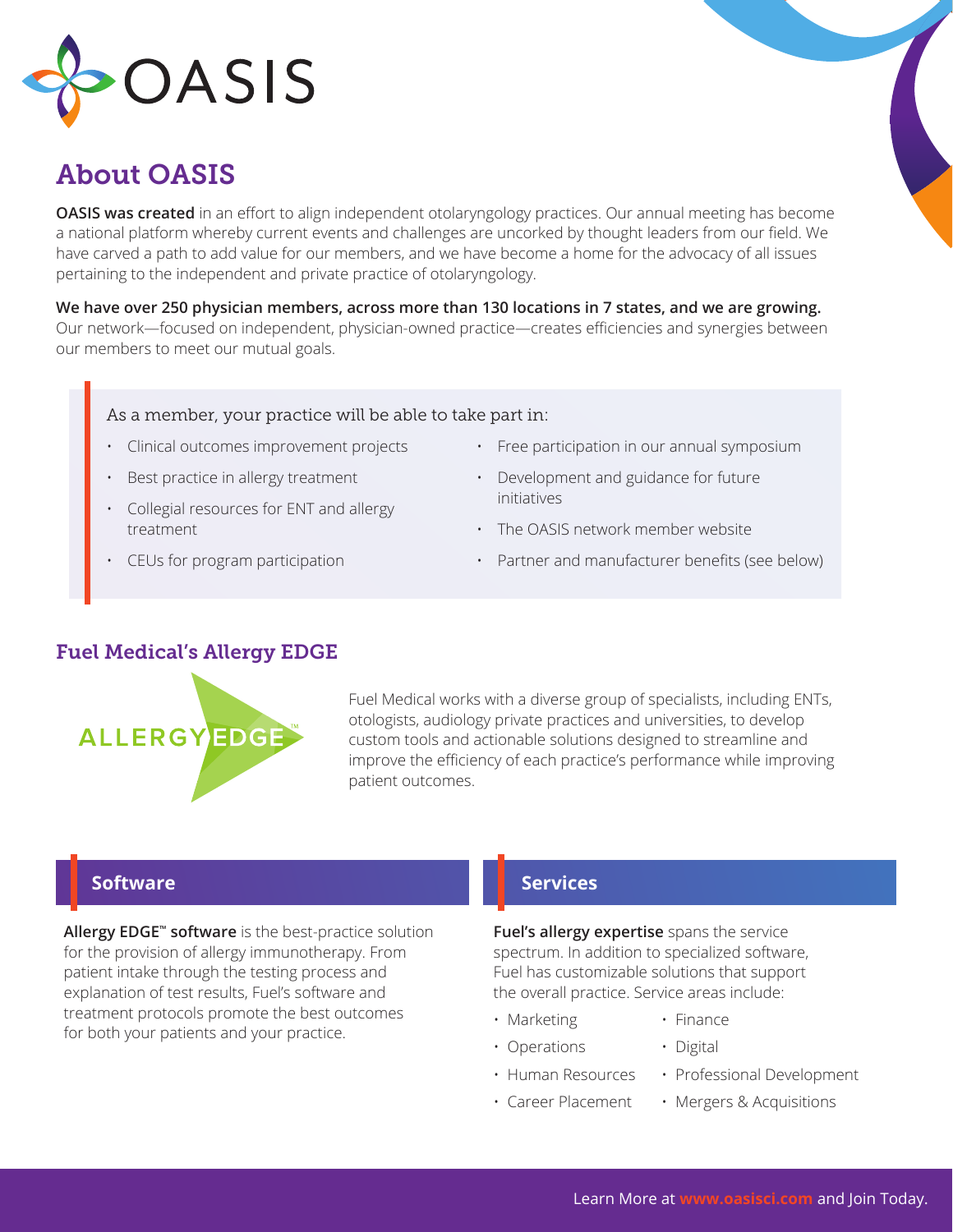# OASIS

## About OASIS

**OASIS was created** in an effort to align independent otolaryngology practices. Our annual meeting has become a national platform whereby current events and challenges are uncorked by thought leaders from our field. We have carved a path to add value for our members, and we have become a home for the advocacy of all issues pertaining to the independent and private practice of otolaryngology.

**We have over 250 physician members, across more than 130 locations in 7 states, and we are growing.** Our network—focused on independent, physician-owned practice—creates efficiencies and synergies between our members to meet our mutual goals.

As a member, your practice will be able to take part in:

- Clinical outcomes improvement projects
- Best practice in allergy treatment
- Collegial resources for ENT and allergy treatment
- CEUs for program participation
- Free participation in our annual symposium
- Development and guidance for future initiatives
- The OASIS network member website
- Partner and manufacturer benefits (see below)

### Fuel Medical's Allergy EDGE

ALLERGY EDGE™

Fuel Medical works with a diverse group of specialists, including ENTs, otologists, audiology private practices and universities, to develop custom tools and actionable solutions designed to streamline and improve the efficiency of each practice's performance while improving patient outcomes.

### Software

**Allergy EDGE™ software** is the best-practice solution for the provision of allergy immunotherapy. From patient intake through the testing process and explanation of test results, Fuel's software and treatment protocols promote the best outcomes for both your patients and your practice.

### Services

**Fuel's allergy expertise** spans the service spectrum. In addition to specialized software, Fuel has customizable solutions that support the overall practice. Service areas include:

- Marketing
- Operations
- Human Resources
- Career Placement
- Finance
- Digital
- Professional Development
- Mergers & Acquisitions

Learn More at **www.oasisci.com** and Join Today.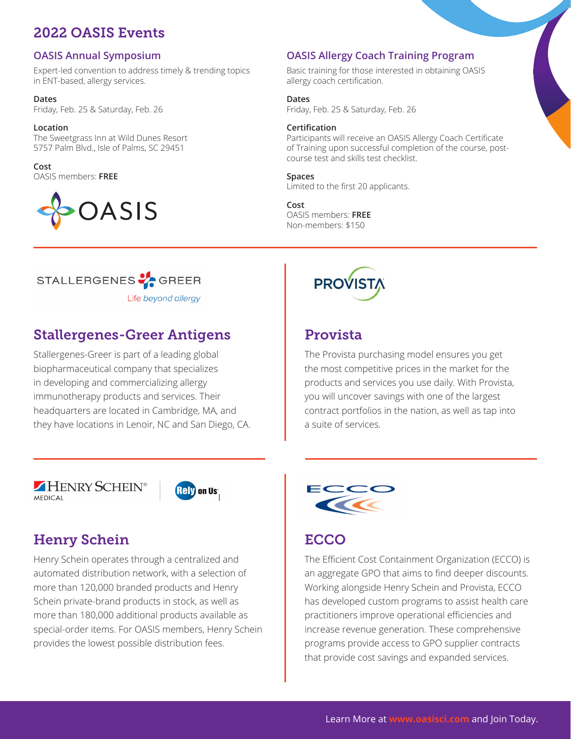# 2022 OASIS Events

## OASIS Annual Symposium

Expert-led convention to address timely & trending topics in ENT-based, allergy services.

**Dates**
Friday, Feb. 25 & Saturday, Feb. 26

**Location**
The Sweetgrass Inn at Wild Dunes Resort
5757 Palm Blvd., Isle of Palms, SC 29451

**Cost**
OASIS members: **FREE**

## OASIS Allergy Coach Training Program

Basic training for those interested in obtaining OASIS allergy coach certification.

**Dates**
Friday, Feb. 25 & Saturday, Feb. 26

**Certification**
Participants will receive an OASIS Allergy Coach Certificate of Training upon successful completion of the course, post-course test and skills test checklist.

**Spaces**
Limited to the first 20 applicants.

**Cost**
OASIS members: **FREE**
Non-members: $150

## Stallergenes-Greer Antigens

Stallergenes-Greer is part of a leading global biopharmaceutical company that specializes in developing and commercializing allergy immunotherapy products and services. Their headquarters are located in Cambridge, MA, and they have locations in Lenoir, NC and San Diego, CA.

## Provista

The Provista purchasing model ensures you get the most competitive prices in the market for the products and services you use daily. With Provista, you will uncover savings with one of the largest contract portfolios in the nation, as well as tap into a suite of services.

## Henry Schein

Henry Schein operates through a centralized and automated distribution network, with a selection of more than 120,000 branded products and Henry Schein private-brand products in stock, as well as more than 180,000 additional products available as special-order items. For OASIS members, Henry Schein provides the lowest possible distribution fees.

## ECCO

The Efficient Cost Containment Organization (ECCO) is an aggregate GPO that aims to find deeper discounts. Working alongside Henry Schein and Provista, ECCO has developed custom programs to assist health care practitioners improve operational efficiencies and increase revenue generation. These comprehensive programs provide access to GPO supplier contracts that provide cost savings and expanded services.

Learn More at www.oasisci.com and Join Today.